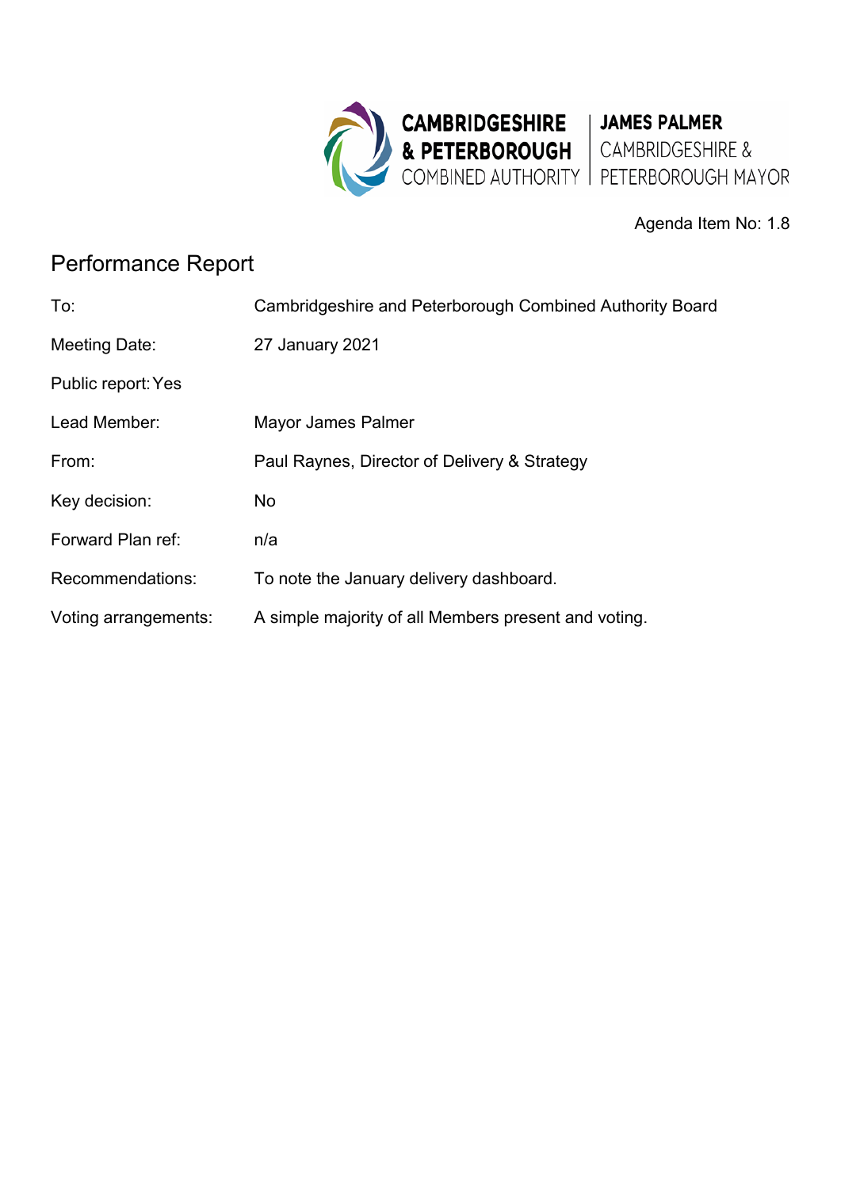CAMBRIDGESHIRE & PETERBOROUGH COMBINED AUTHORITY | JAMES PALMER CAMBRIDGESHIRE & PETERBOROUGH MAYOR

Agenda Item No: 1.8

# Performance Report

| | |
|---|---|
| To: | Cambridgeshire and Peterborough Combined Authority Board |
| Meeting Date: | 27 January 2021 |
| Public report: | Yes |
| Lead Member: | Mayor James Palmer |
| From: | Paul Raynes, Director of Delivery & Strategy |
| Key decision: | No |
| Forward Plan ref: | n/a |
| Recommendations: | To note the January delivery dashboard. |
| Voting arrangements: | A simple majority of all Members present and voting. |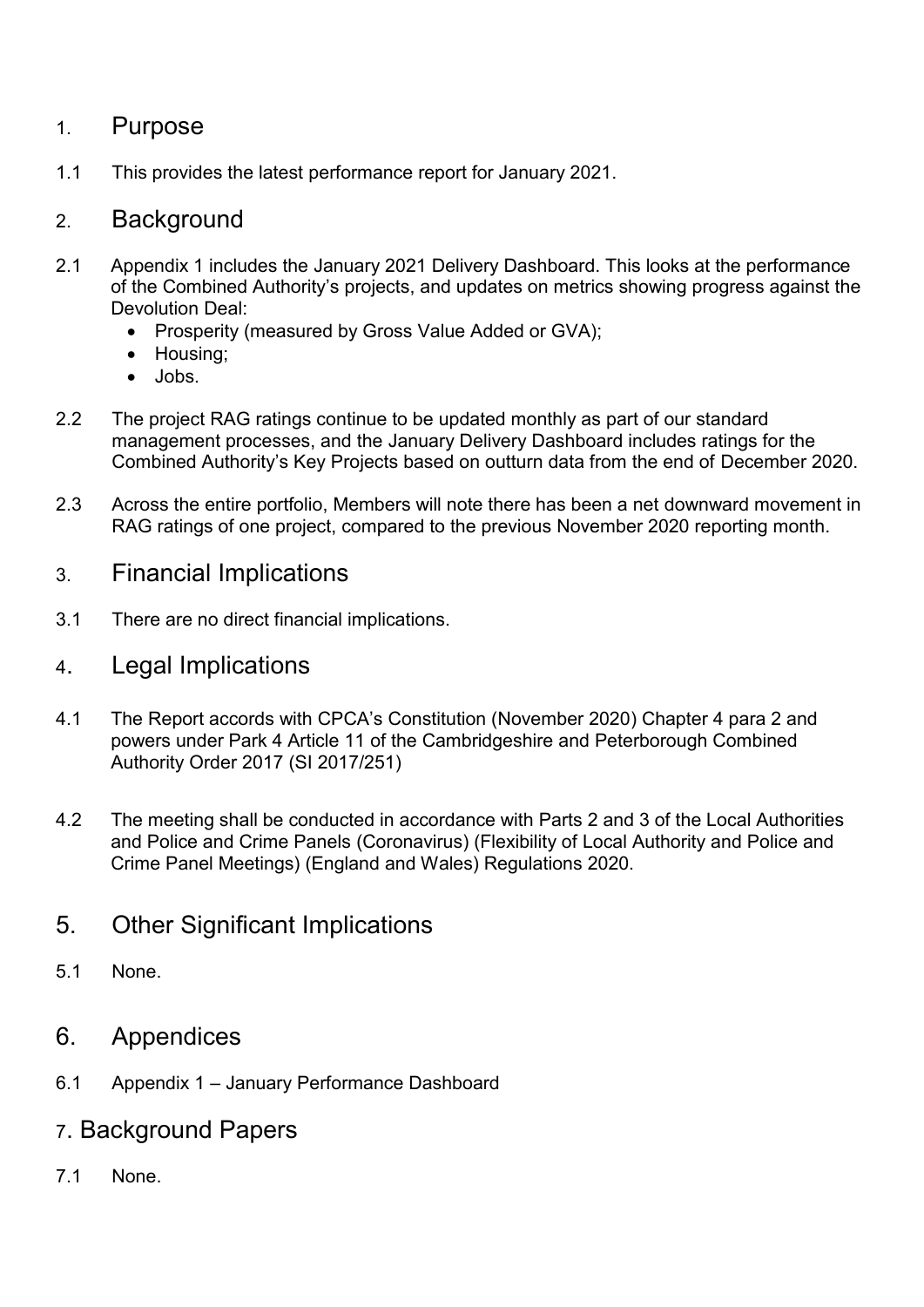## 1. Purpose

1.1 This provides the latest performance report for January 2021.

## 2. Background

2.1 Appendix 1 includes the January 2021 Delivery Dashboard. This looks at the performance of the Combined Authority's projects, and updates on metrics showing progress against the Devolution Deal:

- Prosperity (measured by Gross Value Added or GVA);
- Housing;
- Jobs.

2.2 The project RAG ratings continue to be updated monthly as part of our standard management processes, and the January Delivery Dashboard includes ratings for the Combined Authority's Key Projects based on outturn data from the end of December 2020.

2.3 Across the entire portfolio, Members will note there has been a net downward movement in RAG ratings of one project, compared to the previous November 2020 reporting month.

## 3. Financial Implications

3.1 There are no direct financial implications.

## 4. Legal Implications

4.1 The Report accords with CPCA's Constitution (November 2020) Chapter 4 para 2 and powers under Park 4 Article 11 of the Cambridgeshire and Peterborough Combined Authority Order 2017 (SI 2017/251)

4.2 The meeting shall be conducted in accordance with Parts 2 and 3 of the Local Authorities and Police and Crime Panels (Coronavirus) (Flexibility of Local Authority and Police and Crime Panel Meetings) (England and Wales) Regulations 2020.

## 5. Other Significant Implications

5.1 None.

## 6. Appendices

6.1 Appendix 1 – January Performance Dashboard

## 7. Background Papers

7.1 None.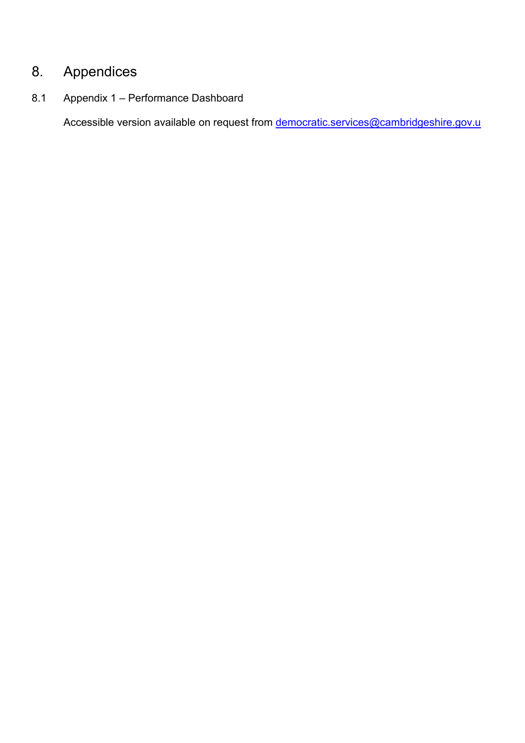# 8. Appendices

## 8.1 Appendix 1 – Performance Dashboard

Accessible version available on request from democratic.services@cambridgeshire.gov.u